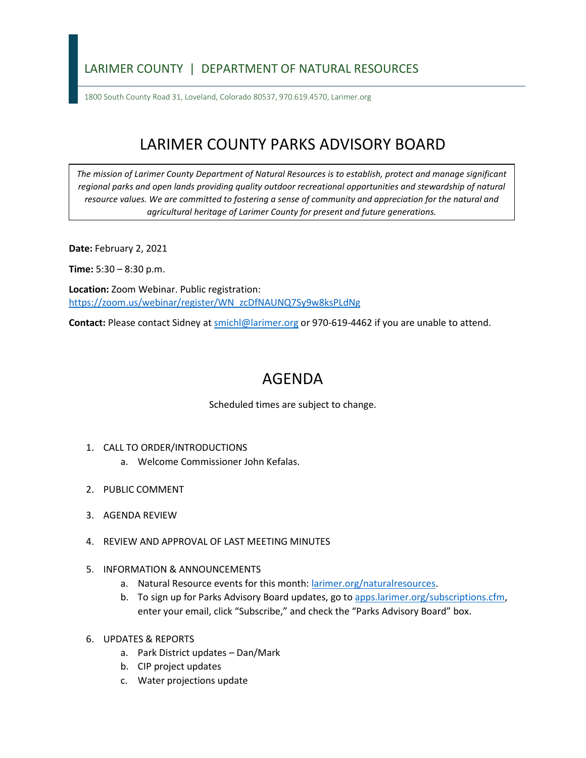LARIMER COUNTY | DEPARTMENT OF NATURAL RESOURCES

1800 South County Road 31, Loveland, Colorado 80537, 970.619.4570, Larimer.org

# LARIMER COUNTY PARKS ADVISORY BOARD

*The mission of Larimer County Department of Natural Resources is to establish, protect and manage significant regional parks and open lands providing quality outdoor recreational opportunities and stewardship of natural resource values. We are committed to fostering a sense of community and appreciation for the natural and agricultural heritage of Larimer County for present and future generations.*

**Date:** February 2, 2021

**Time:** 5:30 – 8:30 p.m.

**Location:** Zoom Webinar. Public registration: https://zoom.us/webinar/register/WN_zcDfNAUNQ7Sy9w8ksPLdNg

**Contact:** Please contact Sidney at smichl@larimer.org or 970-619-4462 if you are unable to attend.

# AGENDA

Scheduled times are subject to change.

1. CALL TO ORDER/INTRODUCTIONS
    a. Welcome Commissioner John Kefalas.

2. PUBLIC COMMENT

3. AGENDA REVIEW

4. REVIEW AND APPROVAL OF LAST MEETING MINUTES

5. INFORMATION & ANNOUNCEMENTS
    a. Natural Resource events for this month: larimer.org/naturalresources.
    b. To sign up for Parks Advisory Board updates, go to apps.larimer.org/subscriptions.cfm, enter your email, click "Subscribe," and check the "Parks Advisory Board" box.

6. UPDATES & REPORTS
    a. Park District updates – Dan/Mark
    b. CIP project updates
    c. Water projections update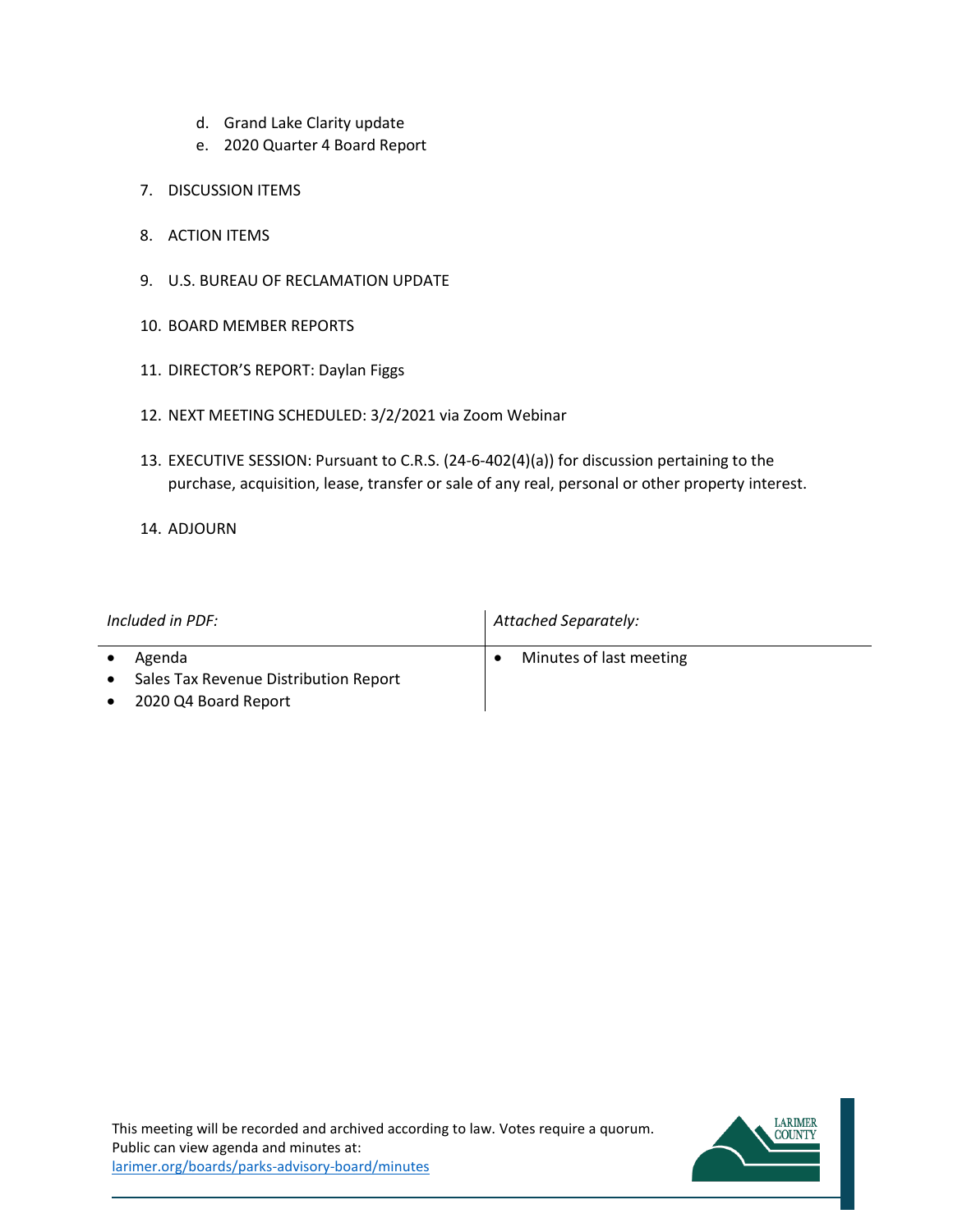d. Grand Lake Clarity update
   e. 2020 Quarter 4 Board Report

7. DISCUSSION ITEMS

8. ACTION ITEMS

9. U.S. BUREAU OF RECLAMATION UPDATE

10. BOARD MEMBER REPORTS

11. DIRECTOR'S REPORT: Daylan Figgs

12. NEXT MEETING SCHEDULED: 3/2/2021 via Zoom Webinar

13. EXECUTIVE SESSION: Pursuant to C.R.S. (24-6-402(4)(a)) for discussion pertaining to the purchase, acquisition, lease, transfer or sale of any real, personal or other property interest.

14. ADJOURN

| *Included in PDF:* | *Attached Separately:* |
|---|---|
| • Agenda<br>• Sales Tax Revenue Distribution Report<br>• 2020 Q4 Board Report | • Minutes of last meeting |

This meeting will be recorded and archived according to law. Votes require a quorum.
Public can view agenda and minutes at:
larimer.org/boards/parks-advisory-board/minutes

LARIMER COUNTY